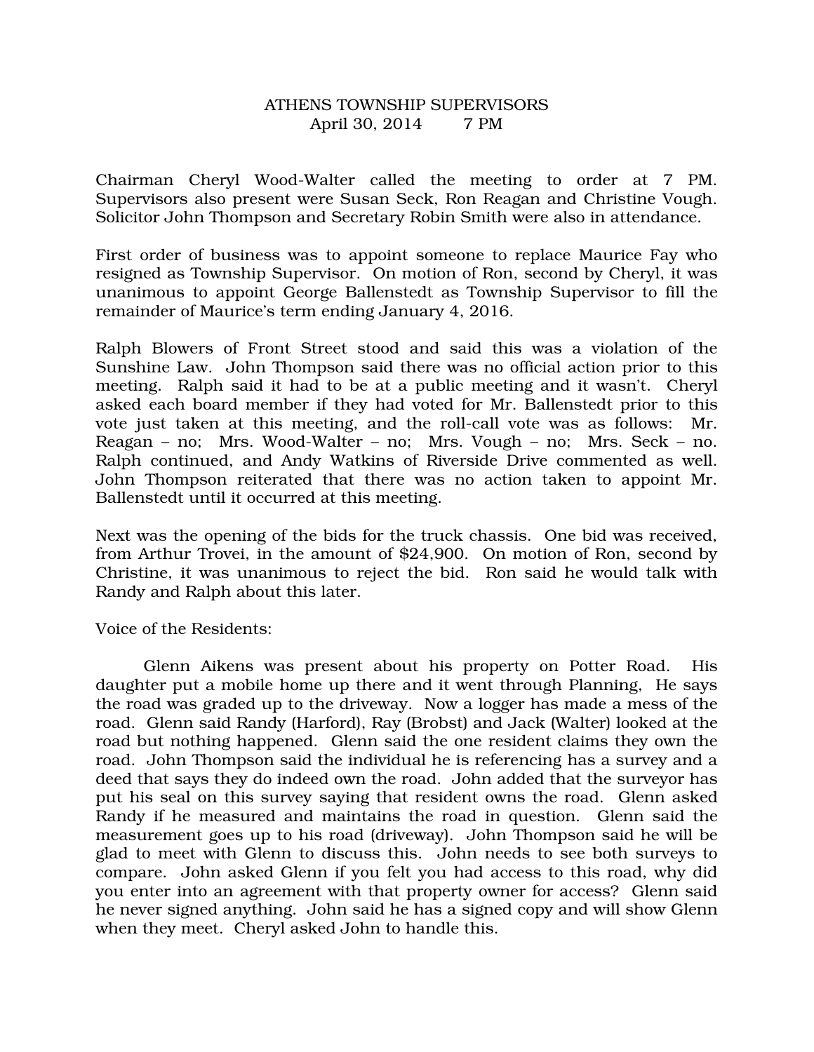# ATHENS TOWNSHIP SUPERVISORS
April 30, 2014 7 PM

Chairman Cheryl Wood-Walter called the meeting to order at 7 PM. Supervisors also present were Susan Seck, Ron Reagan and Christine Vough. Solicitor John Thompson and Secretary Robin Smith were also in attendance.

First order of business was to appoint someone to replace Maurice Fay who resigned as Township Supervisor. On motion of Ron, second by Cheryl, it was unanimous to appoint George Ballenstedt as Township Supervisor to fill the remainder of Maurice's term ending January 4, 2016.

Ralph Blowers of Front Street stood and said this was a violation of the Sunshine Law. John Thompson said there was no official action prior to this meeting. Ralph said it had to be at a public meeting and it wasn't. Cheryl asked each board member if they had voted for Mr. Ballenstedt prior to this vote just taken at this meeting, and the roll-call vote was as follows: Mr. Reagan – no; Mrs. Wood-Walter – no; Mrs. Vough – no; Mrs. Seck – no. Ralph continued, and Andy Watkins of Riverside Drive commented as well. John Thompson reiterated that there was no action taken to appoint Mr. Ballenstedt until it occurred at this meeting.

Next was the opening of the bids for the truck chassis. One bid was received, from Arthur Trovei, in the amount of $24,900. On motion of Ron, second by Christine, it was unanimous to reject the bid. Ron said he would talk with Randy and Ralph about this later.

Voice of the Residents:

Glenn Aikens was present about his property on Potter Road. His daughter put a mobile home up there and it went through Planning, He says the road was graded up to the driveway. Now a logger has made a mess of the road. Glenn said Randy (Harford), Ray (Brobst) and Jack (Walter) looked at the road but nothing happened. Glenn said the one resident claims they own the road. John Thompson said the individual he is referencing has a survey and a deed that says they do indeed own the road. John added that the surveyor has put his seal on this survey saying that resident owns the road. Glenn asked Randy if he measured and maintains the road in question. Glenn said the measurement goes up to his road (driveway). John Thompson said he will be glad to meet with Glenn to discuss this. John needs to see both surveys to compare. John asked Glenn if you felt you had access to this road, why did you enter into an agreement with that property owner for access? Glenn said he never signed anything. John said he has a signed copy and will show Glenn when they meet. Cheryl asked John to handle this.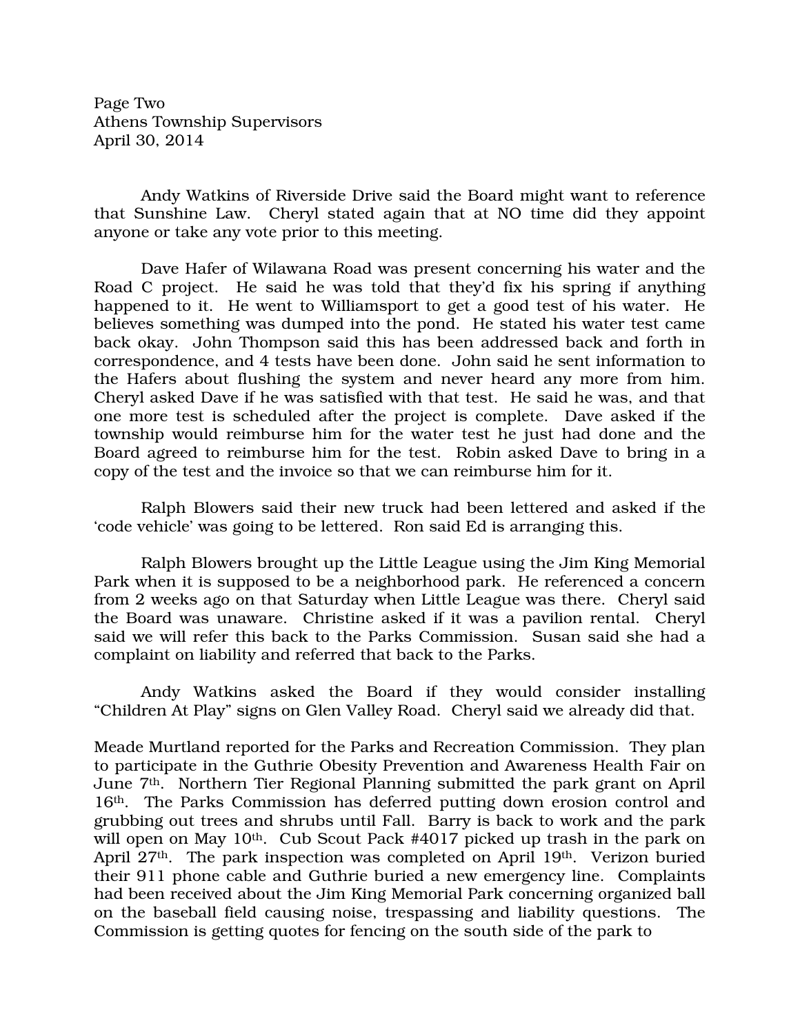Andy Watkins of Riverside Drive said the Board might want to reference that Sunshine Law. Cheryl stated again that at NO time did they appoint anyone or take any vote prior to this meeting.

Dave Hafer of Wilawana Road was present concerning his water and the Road C project. He said he was told that they'd fix his spring if anything happened to it. He went to Williamsport to get a good test of his water. He believes something was dumped into the pond. He stated his water test came back okay. John Thompson said this has been addressed back and forth in correspondence, and 4 tests have been done. John said he sent information to the Hafers about flushing the system and never heard any more from him. Cheryl asked Dave if he was satisfied with that test. He said he was, and that one more test is scheduled after the project is complete. Dave asked if the township would reimburse him for the water test he just had done and the Board agreed to reimburse him for the test. Robin asked Dave to bring in a copy of the test and the invoice so that we can reimburse him for it.

Ralph Blowers said their new truck had been lettered and asked if the 'code vehicle' was going to be lettered. Ron said Ed is arranging this.

Ralph Blowers brought up the Little League using the Jim King Memorial Park when it is supposed to be a neighborhood park. He referenced a concern from 2 weeks ago on that Saturday when Little League was there. Cheryl said the Board was unaware. Christine asked if it was a pavilion rental. Cheryl said we will refer this back to the Parks Commission. Susan said she had a complaint on liability and referred that back to the Parks.

Andy Watkins asked the Board if they would consider installing "Children At Play" signs on Glen Valley Road. Cheryl said we already did that.

Meade Murtland reported for the Parks and Recreation Commission. They plan to participate in the Guthrie Obesity Prevention and Awareness Health Fair on June 7th. Northern Tier Regional Planning submitted the park grant on April 16th. The Parks Commission has deferred putting down erosion control and grubbing out trees and shrubs until Fall. Barry is back to work and the park will open on May 10th. Cub Scout Pack #4017 picked up trash in the park on April 27th. The park inspection was completed on April 19th. Verizon buried their 911 phone cable and Guthrie buried a new emergency line. Complaints had been received about the Jim King Memorial Park concerning organized ball on the baseball field causing noise, trespassing and liability questions. The Commission is getting quotes for fencing on the south side of the park to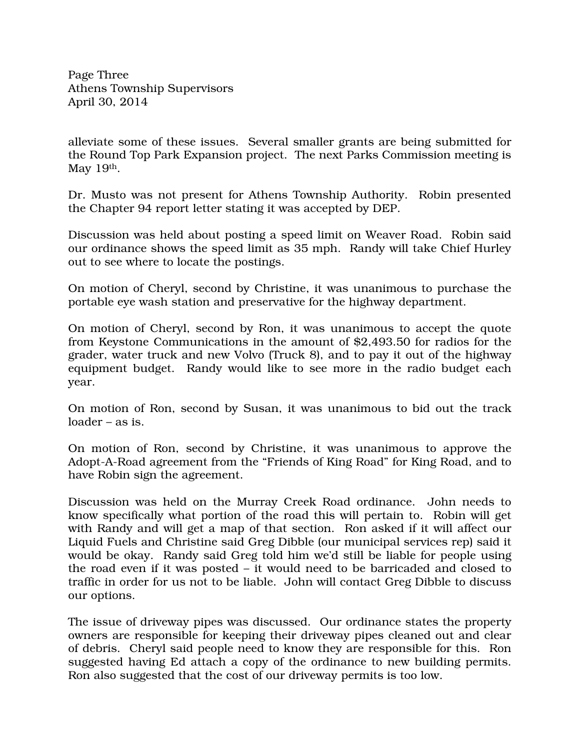alleviate some of these issues. Several smaller grants are being submitted for the Round Top Park Expansion project. The next Parks Commission meeting is May 19th.

Dr. Musto was not present for Athens Township Authority. Robin presented the Chapter 94 report letter stating it was accepted by DEP.

Discussion was held about posting a speed limit on Weaver Road. Robin said our ordinance shows the speed limit as 35 mph. Randy will take Chief Hurley out to see where to locate the postings.

On motion of Cheryl, second by Christine, it was unanimous to purchase the portable eye wash station and preservative for the highway department.

On motion of Cheryl, second by Ron, it was unanimous to accept the quote from Keystone Communications in the amount of $2,493.50 for radios for the grader, water truck and new Volvo (Truck 8), and to pay it out of the highway equipment budget. Randy would like to see more in the radio budget each year.

On motion of Ron, second by Susan, it was unanimous to bid out the track loader – as is.

On motion of Ron, second by Christine, it was unanimous to approve the Adopt-A-Road agreement from the "Friends of King Road" for King Road, and to have Robin sign the agreement.

Discussion was held on the Murray Creek Road ordinance. John needs to know specifically what portion of the road this will pertain to. Robin will get with Randy and will get a map of that section. Ron asked if it will affect our Liquid Fuels and Christine said Greg Dibble (our municipal services rep) said it would be okay. Randy said Greg told him we'd still be liable for people using the road even if it was posted – it would need to be barricaded and closed to traffic in order for us not to be liable. John will contact Greg Dibble to discuss our options.

The issue of driveway pipes was discussed. Our ordinance states the property owners are responsible for keeping their driveway pipes cleaned out and clear of debris. Cheryl said people need to know they are responsible for this. Ron suggested having Ed attach a copy of the ordinance to new building permits. Ron also suggested that the cost of our driveway permits is too low.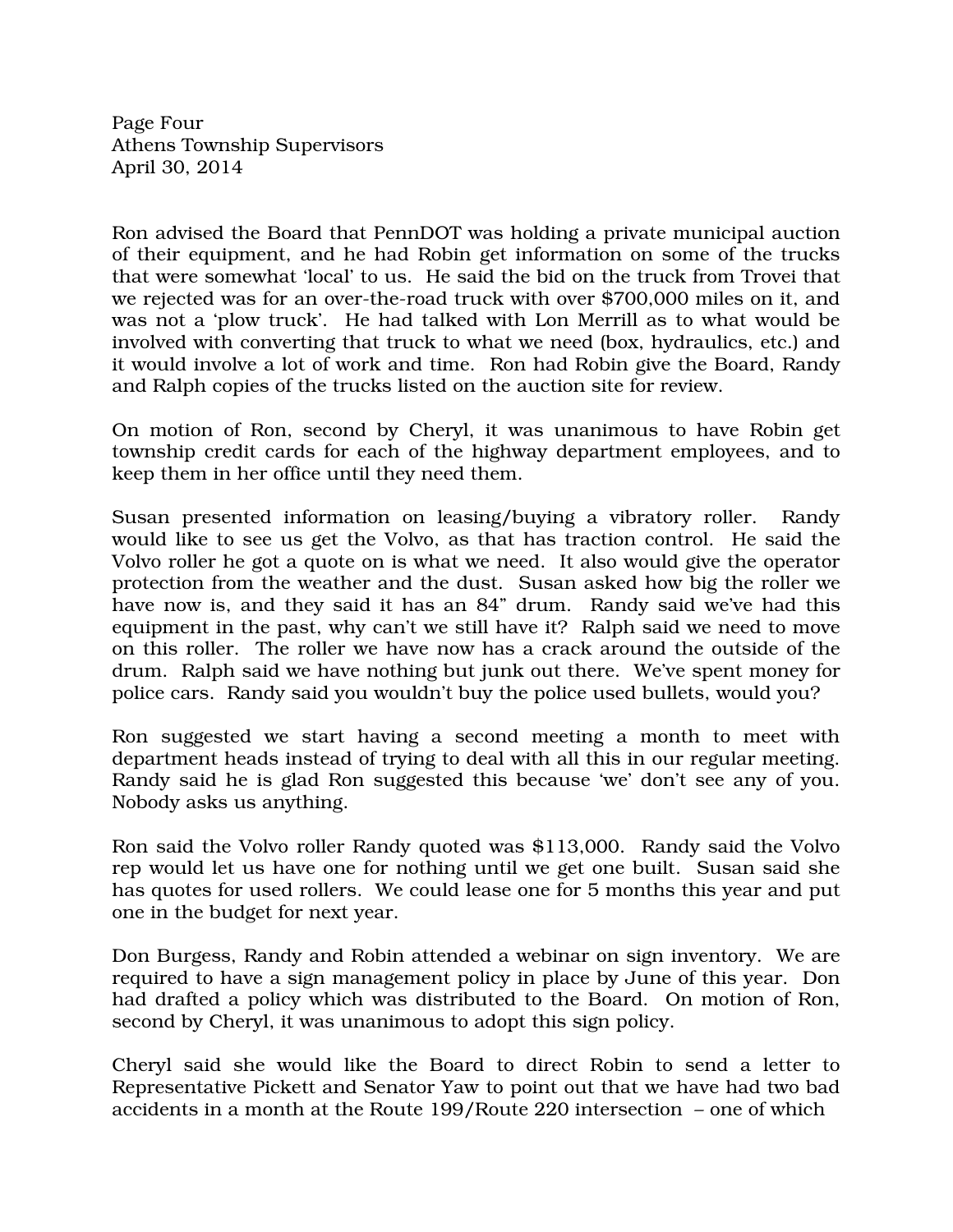Ron advised the Board that PennDOT was holding a private municipal auction of their equipment, and he had Robin get information on some of the trucks that were somewhat 'local' to us. He said the bid on the truck from Trovei that we rejected was for an over-the-road truck with over $700,000 miles on it, and was not a 'plow truck'. He had talked with Lon Merrill as to what would be involved with converting that truck to what we need (box, hydraulics, etc.) and it would involve a lot of work and time. Ron had Robin give the Board, Randy and Ralph copies of the trucks listed on the auction site for review.

On motion of Ron, second by Cheryl, it was unanimous to have Robin get township credit cards for each of the highway department employees, and to keep them in her office until they need them.

Susan presented information on leasing/buying a vibratory roller. Randy would like to see us get the Volvo, as that has traction control. He said the Volvo roller he got a quote on is what we need. It also would give the operator protection from the weather and the dust. Susan asked how big the roller we have now is, and they said it has an 84" drum. Randy said we've had this equipment in the past, why can't we still have it? Ralph said we need to move on this roller. The roller we have now has a crack around the outside of the drum. Ralph said we have nothing but junk out there. We've spent money for police cars. Randy said you wouldn't buy the police used bullets, would you?

Ron suggested we start having a second meeting a month to meet with department heads instead of trying to deal with all this in our regular meeting. Randy said he is glad Ron suggested this because 'we' don't see any of you. Nobody asks us anything.

Ron said the Volvo roller Randy quoted was $113,000. Randy said the Volvo rep would let us have one for nothing until we get one built. Susan said she has quotes for used rollers. We could lease one for 5 months this year and put one in the budget for next year.

Don Burgess, Randy and Robin attended a webinar on sign inventory. We are required to have a sign management policy in place by June of this year. Don had drafted a policy which was distributed to the Board. On motion of Ron, second by Cheryl, it was unanimous to adopt this sign policy.

Cheryl said she would like the Board to direct Robin to send a letter to Representative Pickett and Senator Yaw to point out that we have had two bad accidents in a month at the Route 199/Route 220 intersection – one of which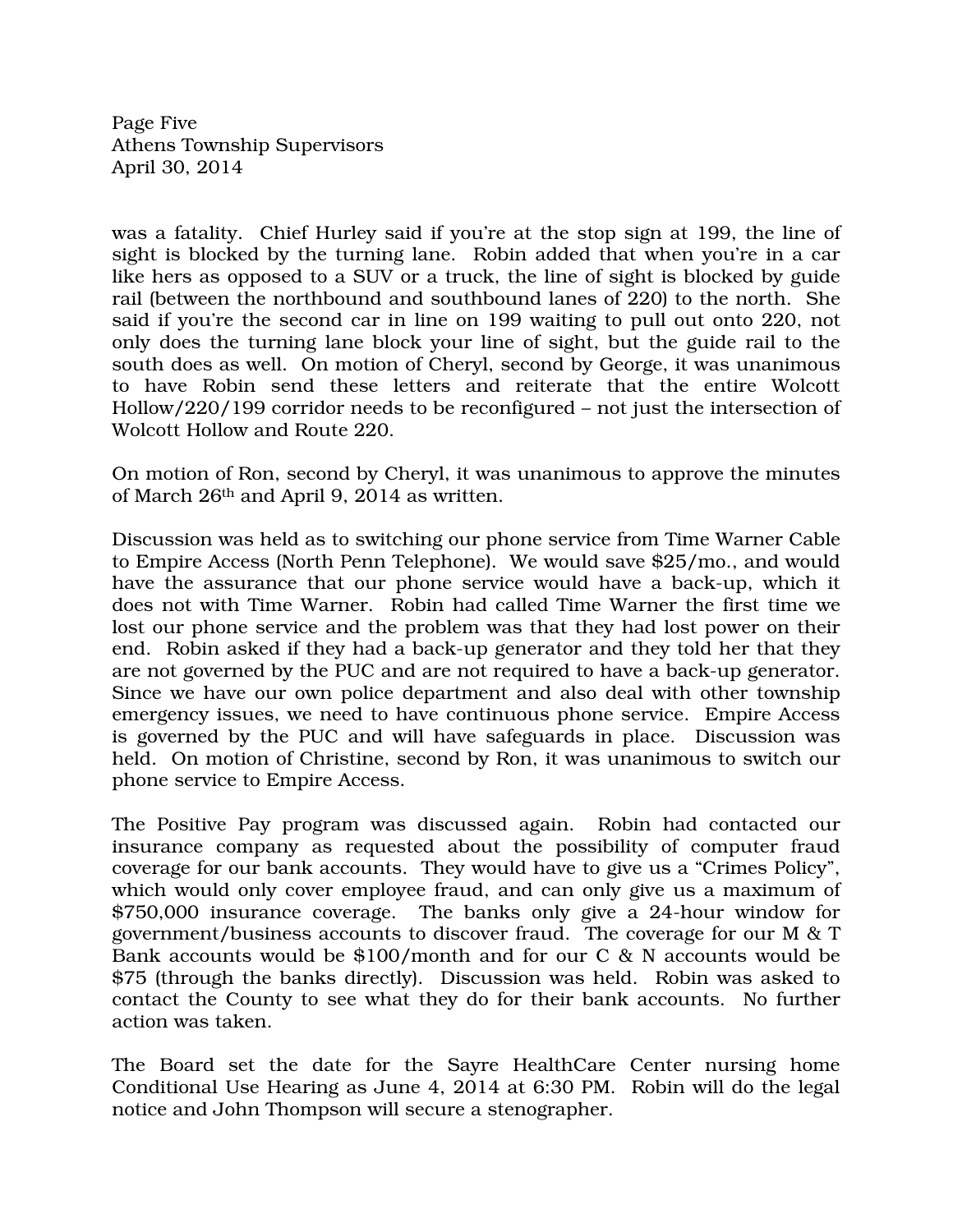was a fatality. Chief Hurley said if you're at the stop sign at 199, the line of sight is blocked by the turning lane. Robin added that when you're in a car like hers as opposed to a SUV or a truck, the line of sight is blocked by guide rail (between the northbound and southbound lanes of 220) to the north. She said if you're the second car in line on 199 waiting to pull out onto 220, not only does the turning lane block your line of sight, but the guide rail to the south does as well. On motion of Cheryl, second by George, it was unanimous to have Robin send these letters and reiterate that the entire Wolcott Hollow/220/199 corridor needs to be reconfigured – not just the intersection of Wolcott Hollow and Route 220.

On motion of Ron, second by Cheryl, it was unanimous to approve the minutes of March 26th and April 9, 2014 as written.

Discussion was held as to switching our phone service from Time Warner Cable to Empire Access (North Penn Telephone). We would save $25/mo., and would have the assurance that our phone service would have a back-up, which it does not with Time Warner. Robin had called Time Warner the first time we lost our phone service and the problem was that they had lost power on their end. Robin asked if they had a back-up generator and they told her that they are not governed by the PUC and are not required to have a back-up generator. Since we have our own police department and also deal with other township emergency issues, we need to have continuous phone service. Empire Access is governed by the PUC and will have safeguards in place. Discussion was held. On motion of Christine, second by Ron, it was unanimous to switch our phone service to Empire Access.

The Positive Pay program was discussed again. Robin had contacted our insurance company as requested about the possibility of computer fraud coverage for our bank accounts. They would have to give us a "Crimes Policy", which would only cover employee fraud, and can only give us a maximum of $750,000 insurance coverage. The banks only give a 24-hour window for government/business accounts to discover fraud. The coverage for our M & T Bank accounts would be $100/month and for our C & N accounts would be $75 (through the banks directly). Discussion was held. Robin was asked to contact the County to see what they do for their bank accounts. No further action was taken.

The Board set the date for the Sayre HealthCare Center nursing home Conditional Use Hearing as June 4, 2014 at 6:30 PM. Robin will do the legal notice and John Thompson will secure a stenographer.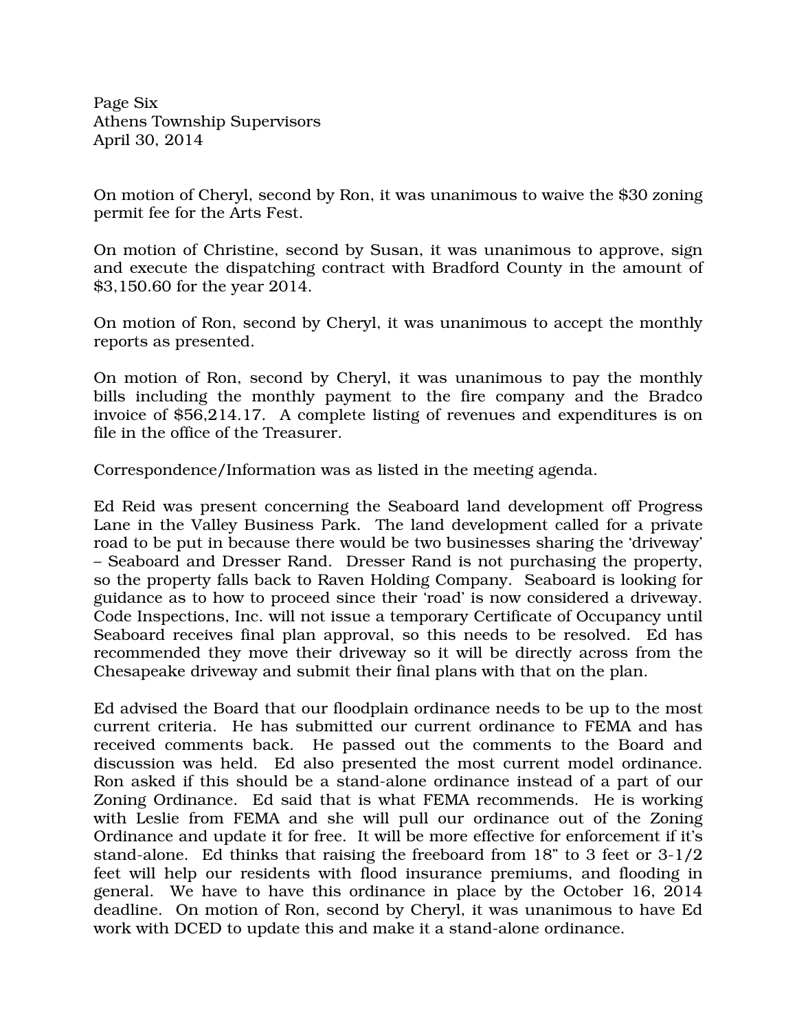On motion of Cheryl, second by Ron, it was unanimous to waive the $30 zoning permit fee for the Arts Fest.

On motion of Christine, second by Susan, it was unanimous to approve, sign and execute the dispatching contract with Bradford County in the amount of $3,150.60 for the year 2014.

On motion of Ron, second by Cheryl, it was unanimous to accept the monthly reports as presented.

On motion of Ron, second by Cheryl, it was unanimous to pay the monthly bills including the monthly payment to the fire company and the Bradco invoice of $56,214.17. A complete listing of revenues and expenditures is on file in the office of the Treasurer.

Correspondence/Information was as listed in the meeting agenda.

Ed Reid was present concerning the Seaboard land development off Progress Lane in the Valley Business Park. The land development called for a private road to be put in because there would be two businesses sharing the 'driveway' – Seaboard and Dresser Rand. Dresser Rand is not purchasing the property, so the property falls back to Raven Holding Company. Seaboard is looking for guidance as to how to proceed since their 'road' is now considered a driveway. Code Inspections, Inc. will not issue a temporary Certificate of Occupancy until Seaboard receives final plan approval, so this needs to be resolved. Ed has recommended they move their driveway so it will be directly across from the Chesapeake driveway and submit their final plans with that on the plan.

Ed advised the Board that our floodplain ordinance needs to be up to the most current criteria. He has submitted our current ordinance to FEMA and has received comments back. He passed out the comments to the Board and discussion was held. Ed also presented the most current model ordinance. Ron asked if this should be a stand-alone ordinance instead of a part of our Zoning Ordinance. Ed said that is what FEMA recommends. He is working with Leslie from FEMA and she will pull our ordinance out of the Zoning Ordinance and update it for free. It will be more effective for enforcement if it's stand-alone. Ed thinks that raising the freeboard from 18" to 3 feet or 3-1/2 feet will help our residents with flood insurance premiums, and flooding in general. We have to have this ordinance in place by the October 16, 2014 deadline. On motion of Ron, second by Cheryl, it was unanimous to have Ed work with DCED to update this and make it a stand-alone ordinance.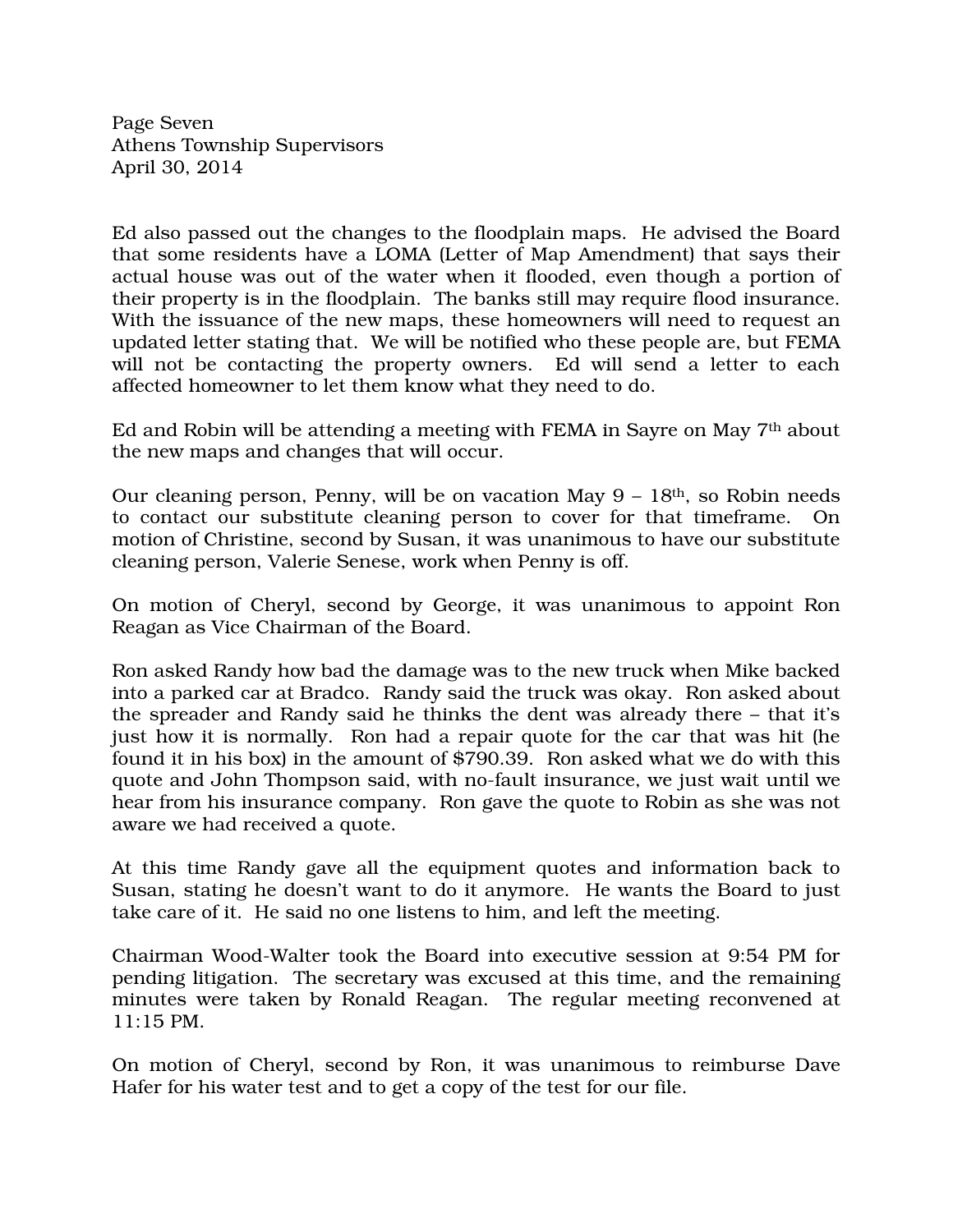Ed also passed out the changes to the floodplain maps. He advised the Board that some residents have a LOMA (Letter of Map Amendment) that says their actual house was out of the water when it flooded, even though a portion of their property is in the floodplain. The banks still may require flood insurance. With the issuance of the new maps, these homeowners will need to request an updated letter stating that. We will be notified who these people are, but FEMA will not be contacting the property owners. Ed will send a letter to each affected homeowner to let them know what they need to do.

Ed and Robin will be attending a meeting with FEMA in Sayre on May 7th about the new maps and changes that will occur.

Our cleaning person, Penny, will be on vacation May 9 – 18th, so Robin needs to contact our substitute cleaning person to cover for that timeframe. On motion of Christine, second by Susan, it was unanimous to have our substitute cleaning person, Valerie Senese, work when Penny is off.

On motion of Cheryl, second by George, it was unanimous to appoint Ron Reagan as Vice Chairman of the Board.

Ron asked Randy how bad the damage was to the new truck when Mike backed into a parked car at Bradco. Randy said the truck was okay. Ron asked about the spreader and Randy said he thinks the dent was already there – that it's just how it is normally. Ron had a repair quote for the car that was hit (he found it in his box) in the amount of $790.39. Ron asked what we do with this quote and John Thompson said, with no-fault insurance, we just wait until we hear from his insurance company. Ron gave the quote to Robin as she was not aware we had received a quote.

At this time Randy gave all the equipment quotes and information back to Susan, stating he doesn't want to do it anymore. He wants the Board to just take care of it. He said no one listens to him, and left the meeting.

Chairman Wood-Walter took the Board into executive session at 9:54 PM for pending litigation. The secretary was excused at this time, and the remaining minutes were taken by Ronald Reagan. The regular meeting reconvened at 11:15 PM.

On motion of Cheryl, second by Ron, it was unanimous to reimburse Dave Hafer for his water test and to get a copy of the test for our file.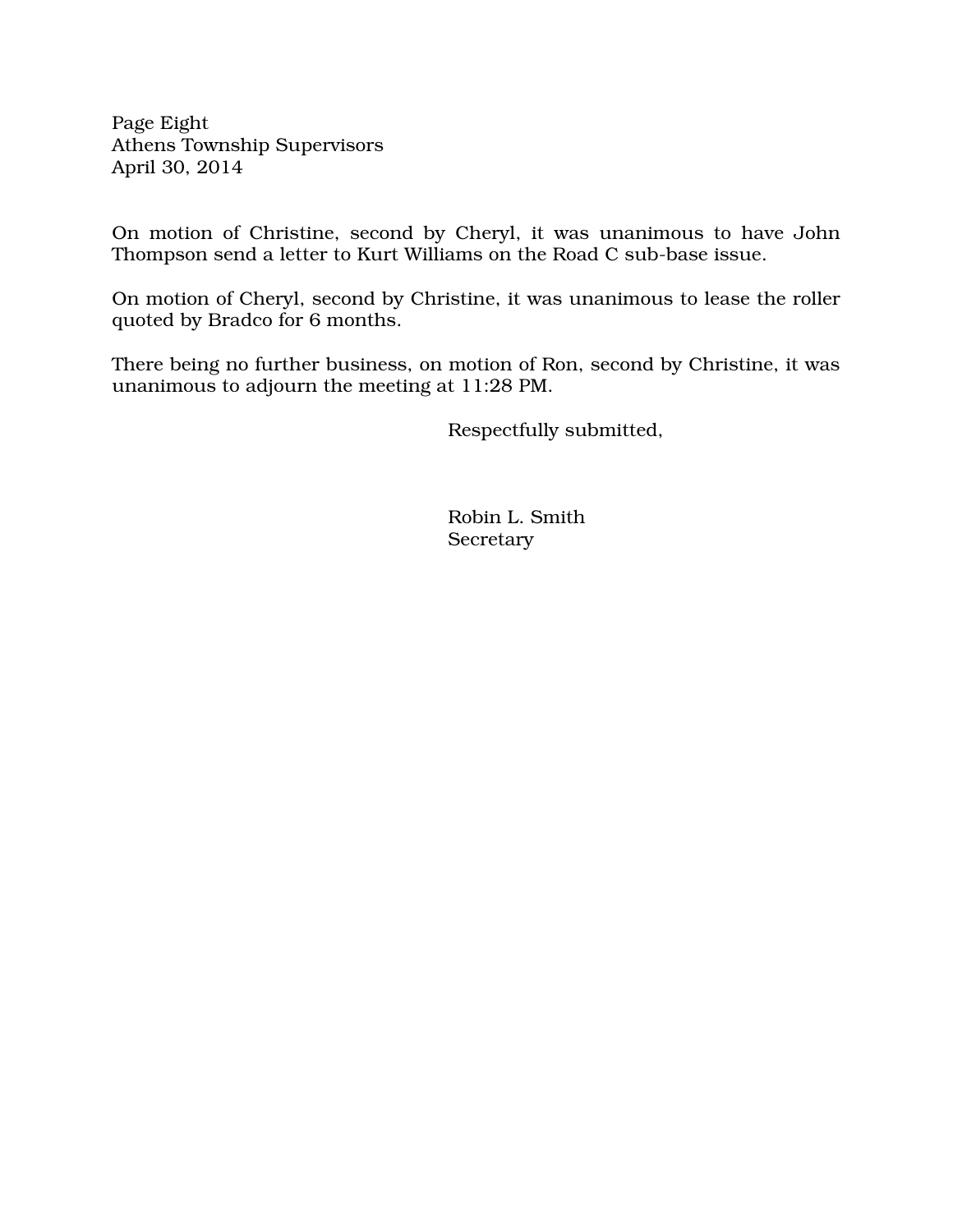On motion of Christine, second by Cheryl, it was unanimous to have John Thompson send a letter to Kurt Williams on the Road C sub-base issue.

On motion of Cheryl, second by Christine, it was unanimous to lease the roller quoted by Bradco for 6 months.

There being no further business, on motion of Ron, second by Christine, it was unanimous to adjourn the meeting at 11:28 PM.

Respectfully submitted,

Robin L. Smith
Secretary